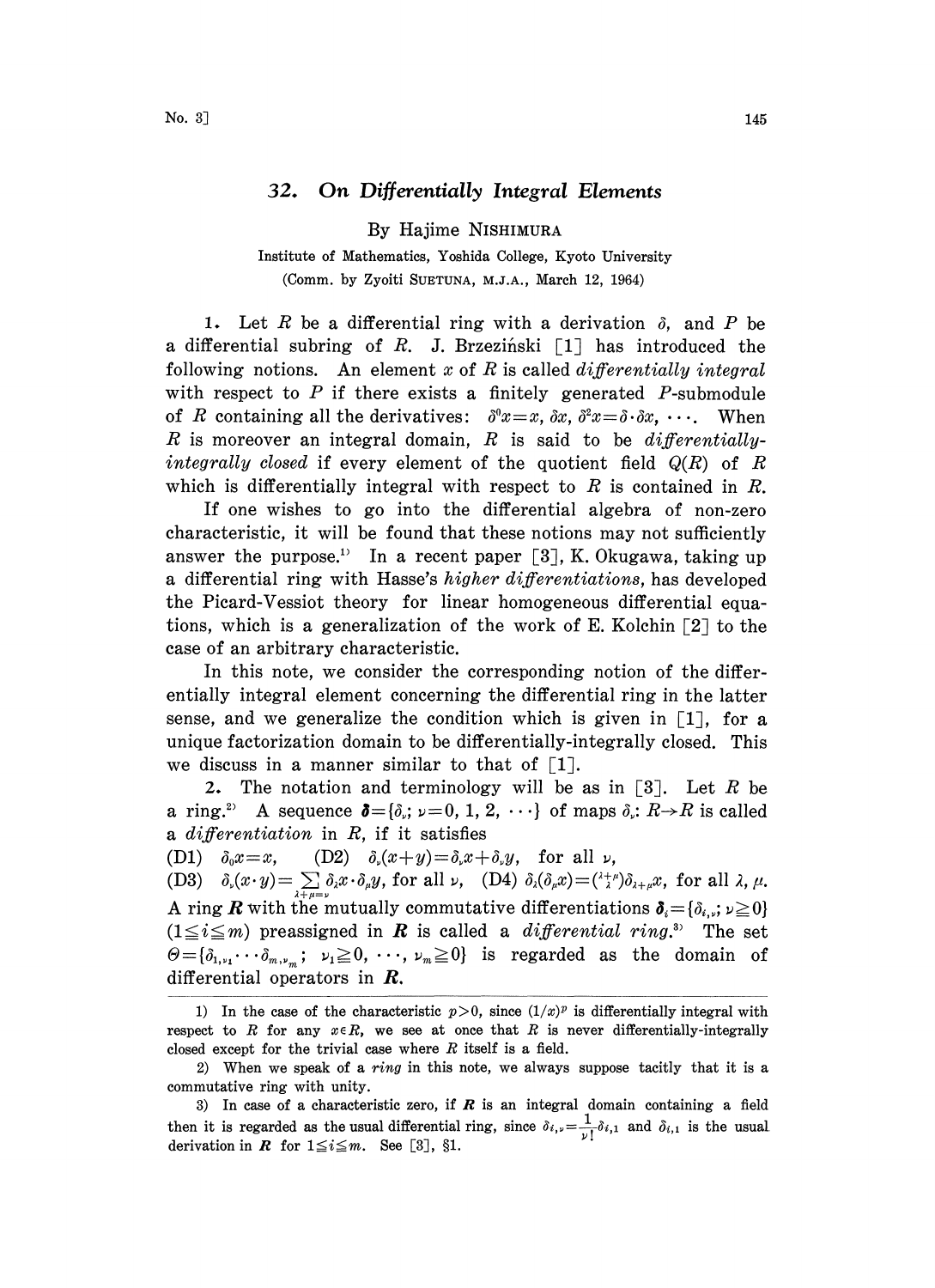# 32. *On Differentially Integral Elements*

By Hajime NISHIMURA

Institute of Mathematics, Yoshida College, Kyoto University

(Comm. by Zyoiti SUETUNA, M.J.A., March 12, 1964)

1. Let $R$ be a differential ring with a derivation $\delta$, and $P$ be a differential subring of $R$. J. Brzeziński [1] has introduced the following notions. An element $x$ of $R$ is called *differentially integral* with respect to $P$ if there exists a finitely generated $P$-submodule of $R$ containing all the derivatives: $\delta^0 x = x$, $\delta x$, $\delta^2 x = \delta \cdot \delta x$, $\cdots$. When $R$ is moreover an integral domain, $R$ is said to be *differentially-integrally closed* if every element of the quotient field $Q(R)$ of $R$ which is differentially integral with respect to $R$ is contained in $R$.

If one wishes to go into the differential algebra of non-zero characteristic, it will be found that these notions may not sufficiently answer the purpose.[1] In a recent paper [3], K. Okugawa, taking up a differential ring with Hasse's *higher differentiations*, has developed the Picard-Vessiot theory for linear homogeneous differential equations, which is a generalization of the work of E. Kolchin [2] to the case of an arbitrary characteristic.

In this note, we consider the corresponding notion of the differentially integral element concerning the differential ring in the latter sense, and we generalize the condition which is given in [1], for a unique factorization domain to be differentially-integrally closed. This we discuss in a manner similar to that of [1].

2. The notation and terminology will be as in [3]. Let $R$ be a ring.[2] A sequence $\boldsymbol{\delta} = \{\delta_\nu;\ \nu = 0, 1, 2, \cdots\}$ of maps $\delta_\nu: R \to R$ is called a *differentiation* in $R$, if it satisfies

(D1) $\delta_0 x = x$, (D2) $\delta_\nu(x+y) = \delta_\nu x + \delta_\nu y$, for all $\nu$,

(D3) $\delta_\nu(x \cdot y) = \sum_{\lambda+\mu=\nu} \delta_\lambda x \cdot \delta_\mu y$, for all $\nu$, (D4) $\delta_\lambda(\delta_\mu x) = \binom{\lambda+\mu}{\lambda}\delta_{\lambda+\mu} x$, for all $\lambda$, $\mu$.

A ring $\boldsymbol{R}$ with the mutually commutative differentiations $\boldsymbol{\delta}_i = \{\delta_{i,\nu};\ \nu \geqq 0\}$ $(1 \leqq i \leqq m)$ preassigned in $\boldsymbol{R}$ is called a *differential ring*.[3] The set $\Theta = \{\delta_{1,\nu_1} \cdots \delta_{m,\nu_m};\ \nu_1 \geqq 0, \cdots, \nu_m \geqq 0\}$ is regarded as the domain of differential operators in $\boldsymbol{R}$.

---

1) In the case of the characteristic $p > 0$, since $(1/x)^p$ is differentially integral with respect to $R$ for any $x \in R$, we see at once that $R$ is never differentially-integrally closed except for the trivial case where $R$ itself is a field.

2) When we speak of a *ring* in this note, we always suppose tacitly that it is a commutative ring with unity.

3) In case of a characteristic zero, if $\boldsymbol{R}$ is an integral domain containing a field then it is regarded as the usual differential ring, since $\delta_{i,\nu} = \frac{1}{\nu!}\delta_{i,1}$ and $\delta_{i,1}$ is the usual derivation in $\boldsymbol{R}$ for $1 \leqq i \leqq m$. See [3], §1.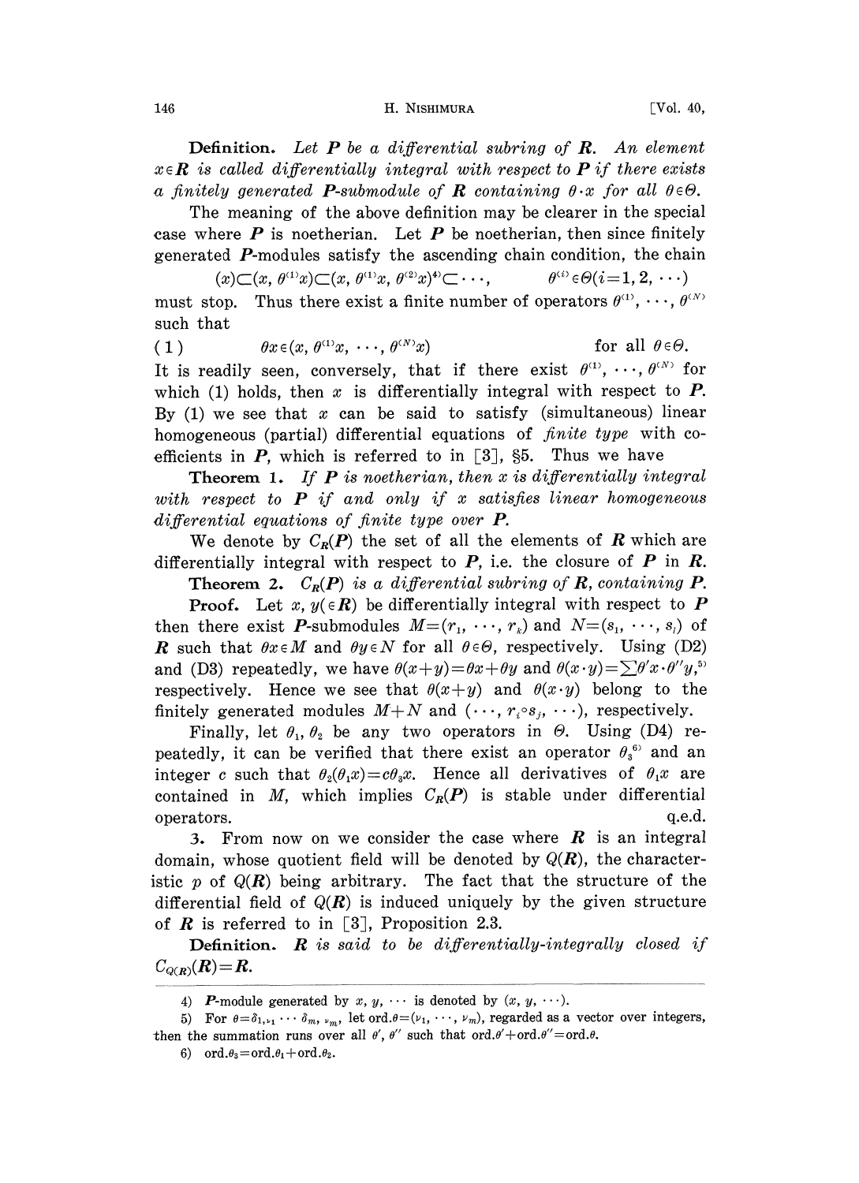**Definition.** *Let $\boldsymbol{P}$ be a differential subring of $\boldsymbol{R}$. An element $x \in \boldsymbol{R}$ is called differentially integral with respect to $\boldsymbol{P}$ if there exists a finitely generated $\boldsymbol{P}$-submodule of $\boldsymbol{R}$ containing $\theta \cdot x$ for all $\theta \in \Theta$.*

The meaning of the above definition may be clearer in the special case where $\boldsymbol{P}$ is noetherian. Let $\boldsymbol{P}$ be noetherian, then since finitely generated $\boldsymbol{P}$-modules satisfy the ascending chain condition, the chain

$$(x) \subset (x, \theta^{(1)}x) \subset (x, \theta^{(1)}x, \theta^{(2)}x)^{4)} \subset \cdots, \qquad \theta^{(i)} \in \Theta (i=1, 2, \cdots)$$

must stop. Thus there exist a finite number of operators $\theta^{(1)}, \cdots, \theta^{(N)}$ such that

$$(1) \qquad \theta x \in (x, \theta^{(1)}x, \cdots, \theta^{(N)}x) \qquad \text{for all } \theta \in \Theta.$$

It is readily seen, conversely, that if there exist $\theta^{(1)}, \cdots, \theta^{(N)}$ for which (1) holds, then $x$ is differentially integral with respect to $\boldsymbol{P}$. By (1) we see that $x$ can be said to satisfy (simultaneous) linear homogeneous (partial) differential equations of *finite type* with coefficients in $\boldsymbol{P}$, which is referred to in [3], §5. Thus we have

**Theorem 1.** *If $\boldsymbol{P}$ is noetherian, then $x$ is differentially integral with respect to $\boldsymbol{P}$ if and only if $x$ satisfies linear homogeneous differential equations of finite type over $\boldsymbol{P}$.*

We denote by $C_{\boldsymbol{R}}(\boldsymbol{P})$ the set of all the elements of $\boldsymbol{R}$ which are differentially integral with respect to $\boldsymbol{P}$, i.e. the closure of $\boldsymbol{P}$ in $\boldsymbol{R}$.

**Theorem 2.** *$C_{\boldsymbol{R}}(\boldsymbol{P})$ is a differential subring of $\boldsymbol{R}$, containing $\boldsymbol{P}$.*

**Proof.** Let $x, y (\in \boldsymbol{R})$ be differentially integral with respect to $\boldsymbol{P}$ then there exist $\boldsymbol{P}$-submodules $M=(r_1, \cdots, r_k)$ and $N=(s_1, \cdots, s_l)$ of $\boldsymbol{R}$ such that $\theta x \in M$ and $\theta y \in N$ for all $\theta \in \Theta$, respectively. Using (D2) and (D3) repeatedly, we have $\theta(x+y)=\theta x+\theta y$ and $\theta(x \cdot y)=\sum \theta' x \cdot \theta'' y$,[5] respectively. Hence we see that $\theta(x+y)$ and $\theta(x \cdot y)$ belong to the finitely generated modules $M+N$ and $(\cdots, r_i \circ s_j, \cdots)$, respectively.

Finally, let $\theta_1, \theta_2$ be any two operators in $\Theta$. Using (D4) repeatedly, it can be verified that there exist an operator $\theta_3$[6] and an integer $c$ such that $\theta_2(\theta_1 x)=c\theta_3 x$. Hence all derivatives of $\theta_1 x$ are contained in $M$, which implies $C_{\boldsymbol{R}}(\boldsymbol{P})$ is stable under differential operators. q.e.d.

3. From now on we consider the case where $\boldsymbol{R}$ is an integral domain, whose quotient field will be denoted by $Q(\boldsymbol{R})$, the characteristic $p$ of $Q(\boldsymbol{R})$ being arbitrary. The fact that the structure of the differential field of $Q(\boldsymbol{R})$ is induced uniquely by the given structure of $\boldsymbol{R}$ is referred to in [3], Proposition 2.3.

**Definition.** *$\boldsymbol{R}$ is said to be differentially-integrally closed if $C_{Q(\boldsymbol{R})}(\boldsymbol{R})=\boldsymbol{R}$.*

---

4) $\boldsymbol{P}$-module generated by $x, y, \cdots$ is denoted by $(x, y, \cdots)$.

5) For $\theta=\delta_{1,\nu_1} \cdots \delta_{m,\nu_m}$, let $\text{ord}.\theta=(\nu_1, \cdots, \nu_m)$, regarded as a vector over integers, then the summation runs over all $\theta', \theta''$ such that $\text{ord}.\theta'+\text{ord}.\theta''=\text{ord}.\theta$.

6) $\text{ord}.\theta_3=\text{ord}.\theta_1+\text{ord}.\theta_2$.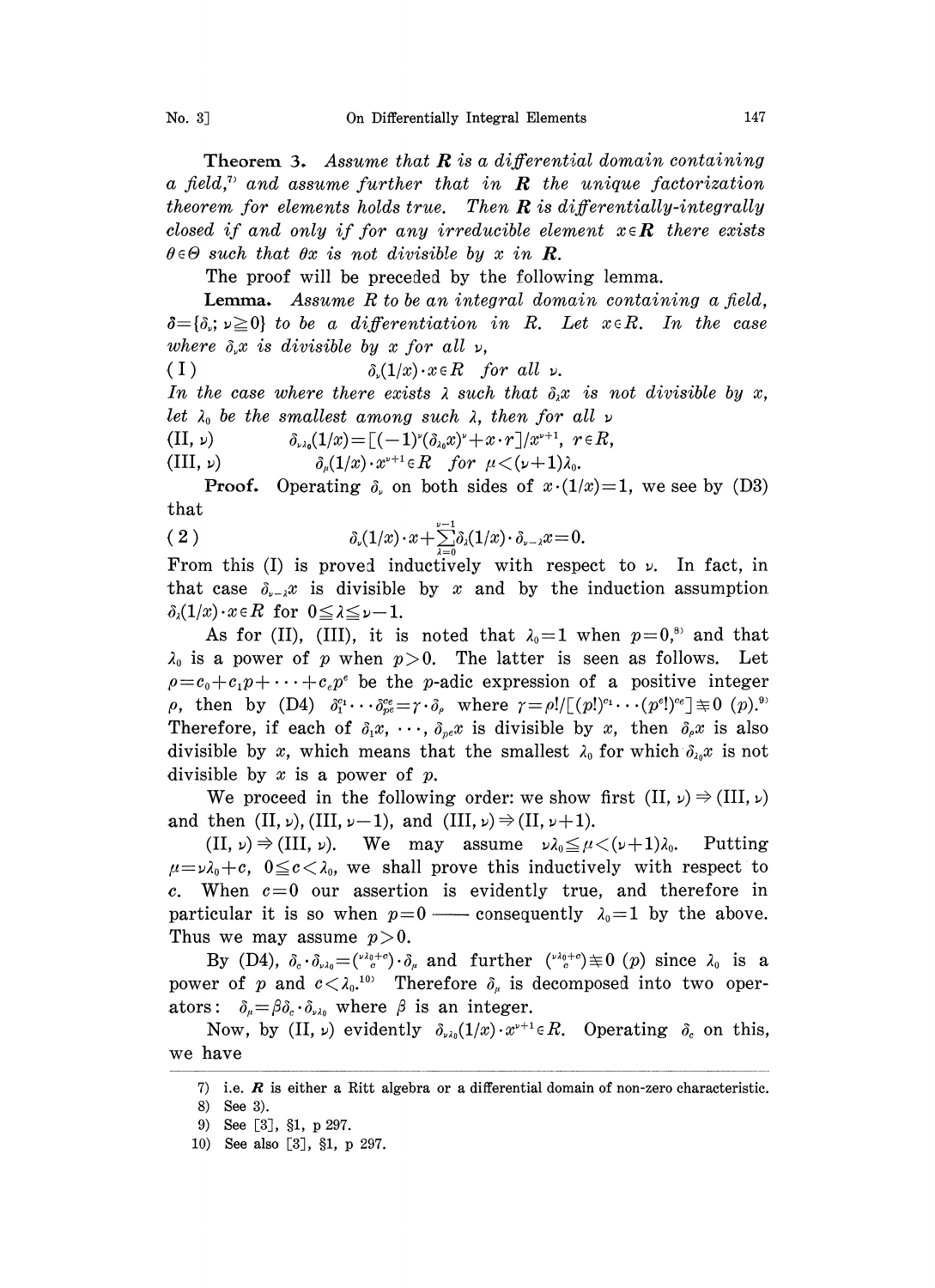**Theorem 3.** *Assume that* $\boldsymbol{R}$ *is a differential domain containing a field,*[7] *and assume further that in* $\boldsymbol{R}$ *the unique factorization theorem for elements holds true. Then* $\boldsymbol{R}$ *is differentially-integrally closed if and only if for any irreducible element* $x \in \boldsymbol{R}$ *there exists* $\theta \in \Theta$ *such that* $\theta x$ *is not divisible by* $x$ *in* $\boldsymbol{R}$.

The proof will be preceded by the following lemma.

**Lemma.** *Assume* $R$ *to be an integral domain containing a field,* $\delta = \{\delta_\nu;\ \nu \geqq 0\}$ *to be a differentiation in* $R$. *Let* $x \in R$. *In the case where* $\delta_\nu x$ *is divisible by* $x$ *for all* $\nu$,

(I) $\qquad \delta_\nu(1/x)\cdot x \in R$ *for all* $\nu$.

*In the case where there exists* $\lambda$ *such that* $\delta_\lambda x$ *is not divisible by* $x$, *let* $\lambda_0$ *be the smallest among such* $\lambda$, *then for all* $\nu$

(II, $\nu$) $\qquad \delta_{\nu\lambda_0}(1/x) = [(-1)^\nu(\delta_{\lambda_0}x)^\nu + x\cdot r]/x^{\nu+1},\ r \in R,$

(III, $\nu$) $\qquad \delta_\mu(1/x)\cdot x^{\nu+1} \in R$ *for* $\mu < (\nu+1)\lambda_0$.

**Proof.** Operating $\delta_\nu$ on both sides of $x\cdot(1/x) = 1$, we see by (D3) that

$$\delta_\nu(1/x)\cdot x + \sum_{\lambda=0}^{\nu-1}\delta_\lambda(1/x)\cdot\delta_{\nu-\lambda}x = 0. \tag{2}$$

From this (I) is proved inductively with respect to $\nu$. In fact, in that case $\delta_{\nu-\lambda}x$ is divisible by $x$ and by the induction assumption $\delta_\lambda(1/x)\cdot x \in R$ for $0 \leqq \lambda \leqq \nu-1$.

As for (II), (III), it is noted that $\lambda_0 = 1$ when $p = 0$,[8] and that $\lambda_0$ is a power of $p$ when $p > 0$. The latter is seen as follows. Let $\rho = c_0 + c_1 p + \cdots + c_e p^e$ be the $p$-adic expression of a positive integer $\rho$, then by (D4) $\delta_1^{c_1}\cdots\delta_{p^e}^{c_e} = \gamma\cdot\delta_\rho$ where $\gamma = \rho!/[(p!)^{c_1}\cdots(p^e!)^{c_e}] \not\equiv 0\ (p)$.[9] Therefore, if each of $\delta_1 x, \cdots, \delta_{p^e}x$ is divisible by $x$, then $\delta_\rho x$ is also divisible by $x$, which means that the smallest $\lambda_0$ for which $\delta_{\lambda_0}x$ is not divisible by $x$ is a power of $p$.

We proceed in the following order: we show first (II, $\nu$) $\Rightarrow$ (III, $\nu$) and then (II, $\nu$), (III, $\nu-1$), and (III, $\nu$) $\Rightarrow$ (II, $\nu+1$).

(II, $\nu$) $\Rightarrow$ (III, $\nu$). We may assume $\nu\lambda_0 \leqq \mu < (\nu+1)\lambda_0$. Putting $\mu = \nu\lambda_0 + c$, $0 \leqq c < \lambda_0$, we shall prove this inductively with respect to $c$. When $c = 0$ our assertion is evidently true, and therefore in particular it is so when $p = 0$ —— consequently $\lambda_0 = 1$ by the above. Thus we may assume $p > 0$.

By (D4), $\delta_c\cdot\delta_{\nu\lambda_0} = \binom{\nu\lambda_0+c}{c}\cdot\delta_\mu$ and further $\binom{\nu\lambda_0+c}{c} \not\equiv 0\ (p)$ since $\lambda_0$ is a power of $p$ and $c < \lambda_0$.[10] Therefore $\delta_\mu$ is decomposed into two operators: $\delta_\mu = \beta\delta_c\cdot\delta_{\nu\lambda_0}$ where $\beta$ is an integer.

Now, by (II, $\nu$) evidently $\delta_{\nu\lambda_0}(1/x)\cdot x^{\nu+1} \in R$. Operating $\delta_c$ on this, we have

---

7) i.e. $\boldsymbol{R}$ is either a Ritt algebra or a differential domain of non-zero characteristic.

8) See 3).

9) See [3], §1, p 297.

10) See also [3], §1, p 297.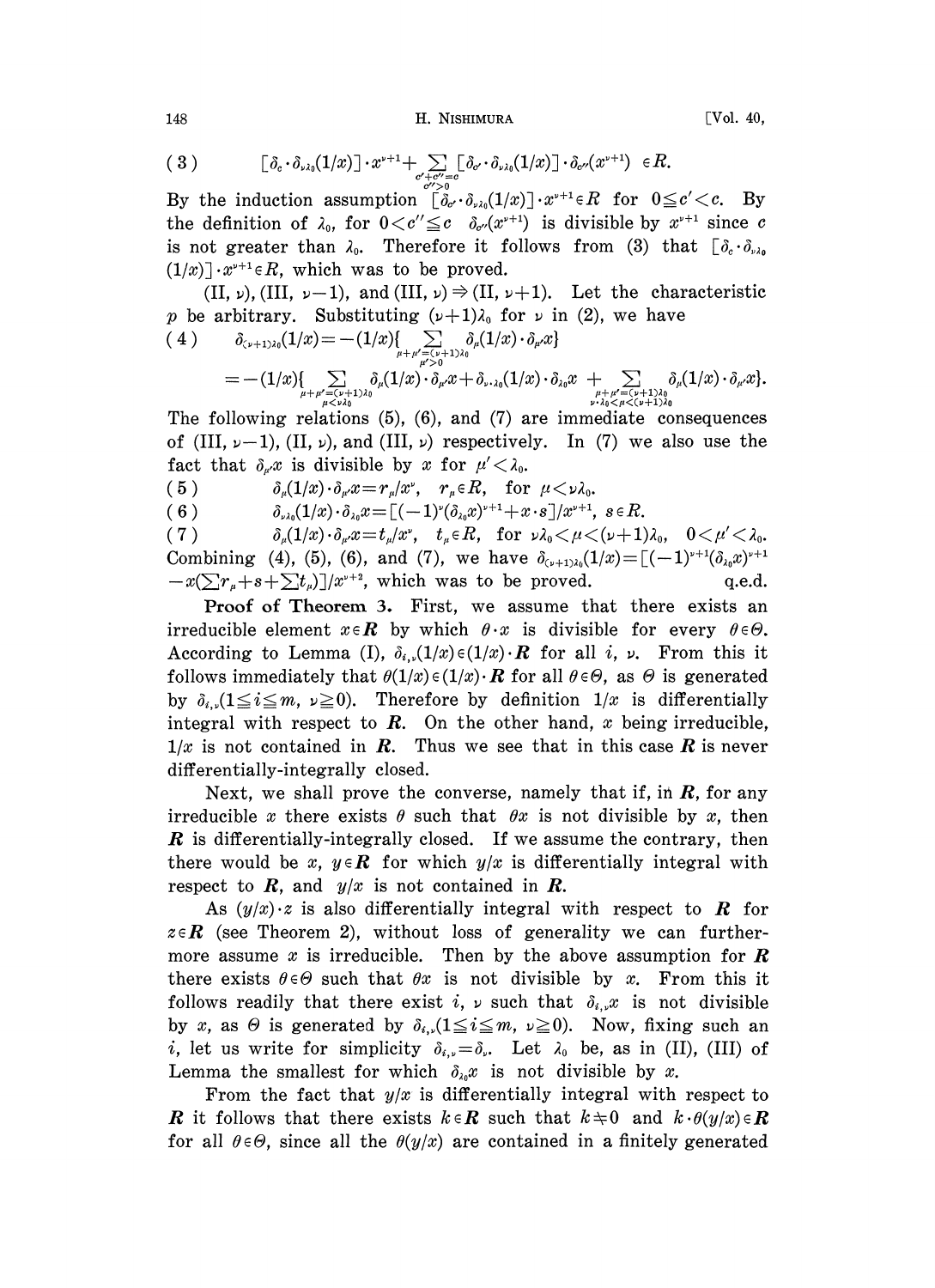$$(3) \qquad [\delta_c \cdot \delta_{\nu\lambda_0}(1/x)] \cdot x^{\nu+1} + \sum_{\substack{c'+c''=c \\ c''>0}} [\delta_{c'} \cdot \delta_{\nu\lambda_0}(1/x)] \cdot \delta_{c''}(x^{\nu+1}) \in R.$$

By the induction assumption $[\delta_{c'} \cdot \delta_{\nu\lambda_0}(1/x)] \cdot x^{\nu+1} \in R$ for $0 \leqq c' < c$. By the definition of $\lambda_0$, for $0 < c'' \leqq c$ $\delta_{c''}(x^{\nu+1})$ is divisible by $x^{\nu+1}$ since $c$ is not greater than $\lambda_0$. Therefore it follows from (3) that $[\delta_c \cdot \delta_{\nu\lambda_0}(1/x)] \cdot x^{\nu+1} \in R$, which was to be proved.

(II, $\nu$), (III, $\nu-1$), and (III, $\nu$) $\Rightarrow$ (II, $\nu+1$). Let the characteristic $p$ be arbitrary. Substituting $(\nu+1)\lambda_0$ for $\nu$ in (2), we have

$$(4) \qquad \delta_{(\nu+1)\lambda_0}(1/x) = -(1/x)\{\sum_{\substack{\mu+\mu'=(\nu+1)\lambda_0 \\ \mu'>0}} \delta_\mu(1/x) \cdot \delta_{\mu'} x\}$$

$$= -(1/x)\{\sum_{\substack{\mu+\mu'=(\nu+1)\lambda_0 \\ \mu<\nu\lambda_0}} \delta_\mu(1/x) \cdot \delta_{\mu'} x + \delta_{\nu\cdot\lambda_0}(1/x) \cdot \delta_{\lambda_0} x + \sum_{\substack{\mu+\mu'=(\nu+1)\lambda_0 \\ \nu\cdot\lambda_0<\mu<(\nu+1)\lambda_0}} \delta_\mu(1/x) \cdot \delta_{\mu'} x\}.$$

The following relations (5), (6), and (7) are immediate consequences of (III, $\nu-1$), (II, $\nu$), and (III, $\nu$) respectively. In (7) we also use the fact that $\delta_{\mu'} x$ is divisible by $x$ for $\mu' < \lambda_0$.

$$(5) \qquad \delta_\mu(1/x) \cdot \delta_{\mu'} x = r_\mu / x^\nu, \quad r_\mu \in R, \quad \text{for } \mu < \nu\lambda_0.$$

$$(6) \qquad \delta_{\nu\lambda_0}(1/x) \cdot \delta_{\lambda_0} x = [(-1)^\nu (\delta_{\lambda_0} x)^{\nu+1} + x \cdot s] / x^{\nu+1}, \; s \in R.$$

$$(7) \qquad \delta_\mu(1/x) \cdot \delta_{\mu'} x = t_\mu / x^\nu, \quad t_\mu \in R, \quad \text{for } \nu\lambda_0 < \mu < (\nu+1)\lambda_0, \quad 0 < \mu' < \lambda_0.$$

Combining (4), (5), (6), and (7), we have $\delta_{(\nu+1)\lambda_0}(1/x) = [(-1)^{\nu+1}(\delta_{\lambda_0} x)^{\nu+1} - x(\sum r_\mu + s + \sum t_\mu)] / x^{\nu+2}$, which was to be proved. q.e.d.

**Proof of Theorem 3.** First, we assume that there exists an irreducible element $x \in \boldsymbol{R}$ by which $\theta \cdot x$ is divisible for every $\theta \in \Theta$. According to Lemma (I), $\delta_{i,\nu}(1/x) \in (1/x) \cdot \boldsymbol{R}$ for all $i$, $\nu$. From this it follows immediately that $\theta(1/x) \in (1/x) \cdot \boldsymbol{R}$ for all $\theta \in \Theta$, as $\Theta$ is generated by $\delta_{i,\nu} (1 \leqq i \leqq m, \; \nu \geqq 0)$. Therefore by definition $1/x$ is differentially integral with respect to $\boldsymbol{R}$. On the other hand, $x$ being irreducible, $1/x$ is not contained in $\boldsymbol{R}$. Thus we see that in this case $\boldsymbol{R}$ is never differentially-integrally closed.

Next, we shall prove the converse, namely that if, in $\boldsymbol{R}$, for any irreducible $x$ there exists $\theta$ such that $\theta x$ is not divisible by $x$, then $\boldsymbol{R}$ is differentially-integrally closed. If we assume the contrary, then there would be $x$, $y \in \boldsymbol{R}$ for which $y/x$ is differentially integral with respect to $\boldsymbol{R}$, and $y/x$ is not contained in $\boldsymbol{R}$.

As $(y/x) \cdot z$ is also differentially integral with respect to $\boldsymbol{R}$ for $z \in \boldsymbol{R}$ (see Theorem 2), without loss of generality we can furthermore assume $x$ is irreducible. Then by the above assumption for $\boldsymbol{R}$ there exists $\theta \in \Theta$ such that $\theta x$ is not divisible by $x$. From this it follows readily that there exist $i$, $\nu$ such that $\delta_{i,\nu} x$ is not divisible by $x$, as $\Theta$ is generated by $\delta_{i,\nu} (1 \leqq i \leqq m, \; \nu \geqq 0)$. Now, fixing such an $i$, let us write for simplicity $\delta_{i,\nu} = \delta_\nu$. Let $\lambda_0$ be, as in (II), (III) of Lemma the smallest for which $\delta_{\lambda_0} x$ is not divisible by $x$.

From the fact that $y/x$ is differentially integral with respect to $\boldsymbol{R}$ it follows that there exists $k \in \boldsymbol{R}$ such that $k \neq 0$ and $k \cdot \theta(y/x) \in \boldsymbol{R}$ for all $\theta \in \Theta$, since all the $\theta(y/x)$ are contained in a finitely generated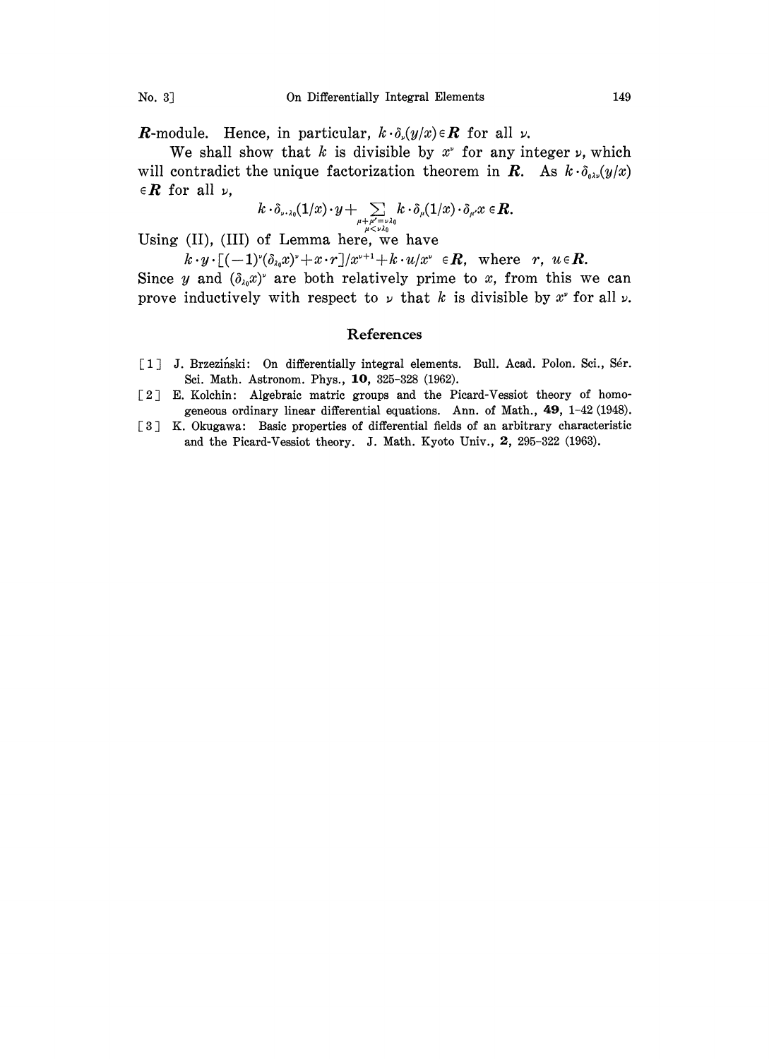$\boldsymbol{R}$-module. Hence, in particular, $k\cdot\delta_\nu(y/x)\in\boldsymbol{R}$ for all $\nu$.

We shall show that $k$ is divisible by $x^\nu$ for any integer $\nu$, which will contradict the unique factorization theorem in $\boldsymbol{R}$. As $k\cdot\delta_{\nu\lambda_0}(y/x)\in\boldsymbol{R}$ for all $\nu$,

$$k\cdot\delta_{\nu\cdot\lambda_0}(1/x)\cdot y+\sum_{\substack{\mu+\mu'=\nu\lambda_0\\ \mu<\nu\lambda_0}}k\cdot\delta_\mu(1/x)\cdot\delta_{\mu'}x\in\boldsymbol{R}.$$

Using (II), (III) of Lemma here, we have

$$k\cdot y\cdot[(-1)^\nu(\delta_{\lambda_0}x)^\nu+x\cdot r]/x^{\nu+1}+k\cdot u/x^\nu\ \in\boldsymbol{R},\ \text{ where }\ r,\ u\in\boldsymbol{R}.$$

Since $y$ and $(\delta_{\lambda_0}x)^\nu$ are both relatively prime to $x$, from this we can prove inductively with respect to $\nu$ that $k$ is divisible by $x^\nu$ for all $\nu$.

## References

[1] J. Brzeziński: On differentially integral elements. Bull. Acad. Polon. Sci., Sér. Sci. Math. Astronom. Phys., **10**, 325–328 (1962).

[2] E. Kolchin: Algebraic matric groups and the Picard-Vessiot theory of homogeneous ordinary linear differential equations. Ann. of Math., **49**, 1–42 (1948).

[3] K. Okugawa: Basic properties of differential fields of an arbitrary characteristic and the Picard-Vessiot theory. J. Math. Kyoto Univ., **2**, 295–322 (1963).